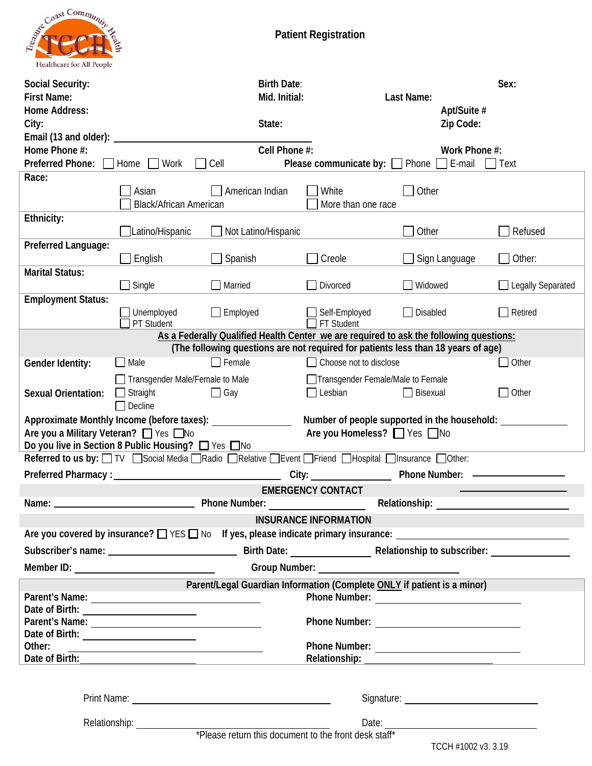Treasure Coast Community Health — TCCH — Healthcare for All People

# Patient Registration

**Social Security:** **Birth Date:** **Sex:**

**First Name:** **Mid. Initial:** **Last Name:**

**Home Address:** **Apt/Suite #**

**City:** **State:** **Zip Code:**

**Email (13 and older):** ______________________________

**Home Phone #:** **Cell Phone #:** **Work Phone #:**

**Preferred Phone:** ☐ Home ☐ Work ☐ Cell **Please communicate by:** ☐ Phone ☐ E-mail ☐ Text

**Race:**
☐ Asian ☐ American Indian ☐ White ☐ Other
☐ Black/African American ☐ More than one race

**Ethnicity:**
☐ Latino/Hispanic ☐ Not Latino/Hispanic ☐ Other ☐ Refused

**Preferred Language:**
☐ English ☐ Spanish ☐ Creole ☐ Sign Language ☐ Other:

**Marital Status:**
☐ Single ☐ Married ☐ Divorced ☐ Widowed ☐ Legally Separated

**Employment Status:**
☐ Unemployed ☐ Employed ☐ Self-Employed ☐ Disabled ☐ Retired
☐ PT Student ☐ FT Student

**As a Federally Qualified Health Center we are required to ask the following questions:**
**(The following questions are not required for patients less than 18 years of age)**

**Gender Identity:** ☐ Male ☐ Female ☐ Choose not to disclose ☐ Other
☐ Transgender Male/Female to Male ☐ Transgender Female/Male to Female

**Sexual Orientation:** ☐ Straight ☐ Gay ☐ Lesbian ☐ Bisexual ☐ Other
☐ Decline

**Approximate Monthly Income (before taxes):** ______________ **Number of people supported in the household:** ______________

**Are you a Military Veteran?** ☐ Yes ☐ No **Are you Homeless?** ☐ Yes ☐ No

**Do you live in Section 8 Public Housing?** ☐ Yes ☐ No

**Referred to us by:** ☐ TV ☐ Social Media ☐ Radio ☐ Relative ☐ Event ☐ Friend ☐ Hospital ☐ Insurance ☐ Other:

**Preferred Pharmacy :** ______________________________ **City:** ______________ **Phone Number:** ______________

## EMERGENCY CONTACT

**Name:** ______________________ **Phone Number:** ______________ **Relationship:** ______________

## INSURANCE INFORMATION

**Are you covered by insurance?** ☐ YES ☐ No **If yes, please indicate primary insurance:** ______________________

**Subscriber's name:** ______________________ **Birth Date:** ______________ **Relationship to subscriber:** ______________

**Member ID:** ______________________ **Group Number:** ______________________

**Parent/Legal Guardian Information (Complete ONLY if patient is a minor)**

**Parent's Name:** ______________________ **Phone Number:** ______________________

**Date of Birth:** ______________________

**Parent's Name:** ______________________ **Phone Number:** ______________________

**Date of Birth:** ______________________

**Other:** ______________________ **Phone Number:** ______________________

**Date of Birth:** ______________________ **Relationship:** ______________________

Print Name: ______________________ Signature: ______________________

Relationship: ______________________ Date: ______________________

*Please return this document to the front desk staff*

TCCH #1002 v3. 3.19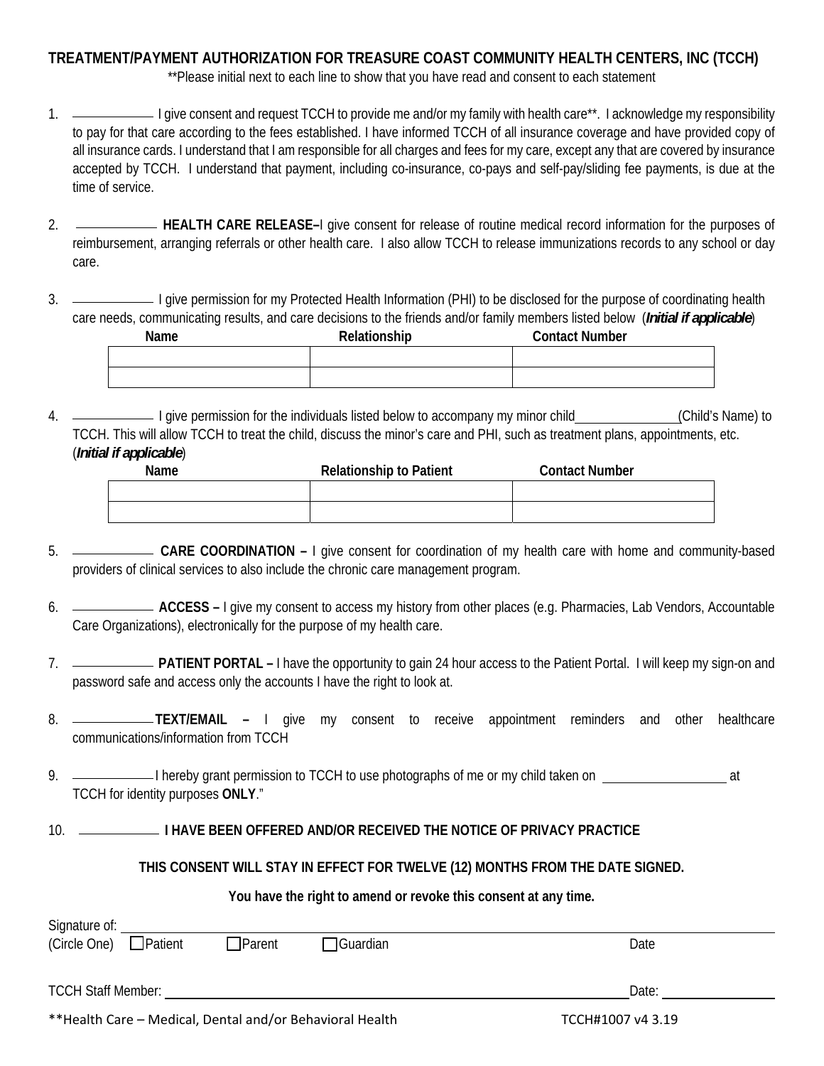## TREATMENT/PAYMENT AUTHORIZATION FOR TREASURE COAST COMMUNITY HEALTH CENTERS, INC (TCCH)

**Please initial next to each line to show that you have read and consent to each statement

1. ____________ I give consent and request TCCH to provide me and/or my family with health care**. I acknowledge my responsibility to pay for that care according to the fees established. I have informed TCCH of all insurance coverage and have provided copy of all insurance cards. I understand that I am responsible for all charges and fees for my care, except any that are covered by insurance accepted by TCCH. I understand that payment, including co-insurance, co-pays and self-pay/sliding fee payments, is due at the time of service.

2. ____________ **HEALTH CARE RELEASE–**I give consent for release of routine medical record information for the purposes of reimbursement, arranging referrals or other health care. I also allow TCCH to release immunizations records to any school or day care.

3. ____________ I give permission for my Protected Health Information (PHI) to be disclosed for the purpose of coordinating health care needs, communicating results, and care decisions to the friends and/or family members listed below (***Initial if applicable***)

| Name | Relationship | Contact Number |
|---|---|---|
| | | |
| | | |

4. ____________ I give permission for the individuals listed below to accompany my minor child________________(Child's Name) to TCCH. This will allow TCCH to treat the child, discuss the minor's care and PHI, such as treatment plans, appointments, etc. (***Initial if applicable***)

| Name | Relationship to Patient | Contact Number |
|---|---|---|
| | | |
| | | |

5. ____________ **CARE COORDINATION –** I give consent for coordination of my health care with home and community-based providers of clinical services to also include the chronic care management program.

6. ____________ **ACCESS –** I give my consent to access my history from other places (e.g. Pharmacies, Lab Vendors, Accountable Care Organizations), electronically for the purpose of my health care.

7. ____________ **PATIENT PORTAL –** I have the opportunity to gain 24 hour access to the Patient Portal. I will keep my sign-on and password safe and access only the accounts I have the right to look at.

8. ____________ **TEXT/EMAIL –** I give my consent to receive appointment reminders and other healthcare communications/information from TCCH

9. ____________ I hereby grant permission to TCCH to use photographs of me or my child taken on ____________________ at TCCH for identity purposes **ONLY**."

10. ____________ **I HAVE BEEN OFFERED AND/OR RECEIVED THE NOTICE OF PRIVACY PRACTICE**

**THIS CONSENT WILL STAY IN EFFECT FOR TWELVE (12) MONTHS FROM THE DATE SIGNED.**

**You have the right to amend or revoke this consent at any time.**

Signature of: ____________________________________________________________

(Circle One) ☐ Patient ☐ Parent ☐ Guardian Date

TCCH Staff Member: ________________________________________________ Date: ______________

**Health Care – Medical, Dental and/or Behavioral Health

TCCH#1007 v4 3.19